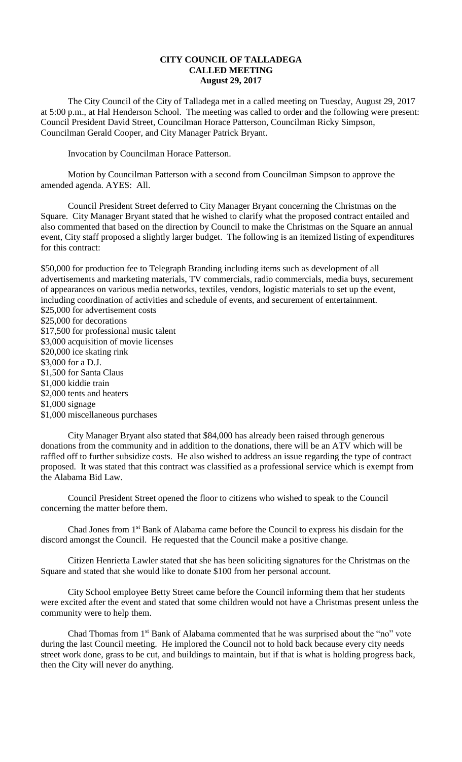# CITY COUNCIL OF TALLADEGA
## CALLED MEETING
### August 29, 2017

The City Council of the City of Talladega met in a called meeting on Tuesday, August 29, 2017 at 5:00 p.m., at Hal Henderson School. The meeting was called to order and the following were present: Council President David Street, Councilman Horace Patterson, Councilman Ricky Simpson, Councilman Gerald Cooper, and City Manager Patrick Bryant.

Invocation by Councilman Horace Patterson.

Motion by Councilman Patterson with a second from Councilman Simpson to approve the amended agenda. AYES: All.

Council President Street deferred to City Manager Bryant concerning the Christmas on the Square. City Manager Bryant stated that he wished to clarify what the proposed contract entailed and also commented that based on the direction by Council to make the Christmas on the Square an annual event, City staff proposed a slightly larger budget. The following is an itemized listing of expenditures for this contract:

$50,000 for production fee to Telegraph Branding including items such as development of all advertisements and marketing materials, TV commercials, radio commercials, media buys, securement of appearances on various media networks, textiles, vendors, logistic materials to set up the event, including coordination of activities and schedule of events, and securement of entertainment.
$25,000 for advertisement costs
$25,000 for decorations
$17,500 for professional music talent
$3,000 acquisition of movie licenses
$20,000 ice skating rink
$3,000 for a D.J.
$1,500 for Santa Claus
$1,000 kiddie train
$2,000 tents and heaters
$1,000 signage
$1,000 miscellaneous purchases

City Manager Bryant also stated that $84,000 has already been raised through generous donations from the community and in addition to the donations, there will be an ATV which will be raffled off to further subsidize costs. He also wished to address an issue regarding the type of contract proposed. It was stated that this contract was classified as a professional service which is exempt from the Alabama Bid Law.

Council President Street opened the floor to citizens who wished to speak to the Council concerning the matter before them.

Chad Jones from 1st Bank of Alabama came before the Council to express his disdain for the discord amongst the Council. He requested that the Council make a positive change.

Citizen Henrietta Lawler stated that she has been soliciting signatures for the Christmas on the Square and stated that she would like to donate $100 from her personal account.

City School employee Betty Street came before the Council informing them that her students were excited after the event and stated that some children would not have a Christmas present unless the community were to help them.

Chad Thomas from 1st Bank of Alabama commented that he was surprised about the "no" vote during the last Council meeting. He implored the Council not to hold back because every city needs street work done, grass to be cut, and buildings to maintain, but if that is what is holding progress back, then the City will never do anything.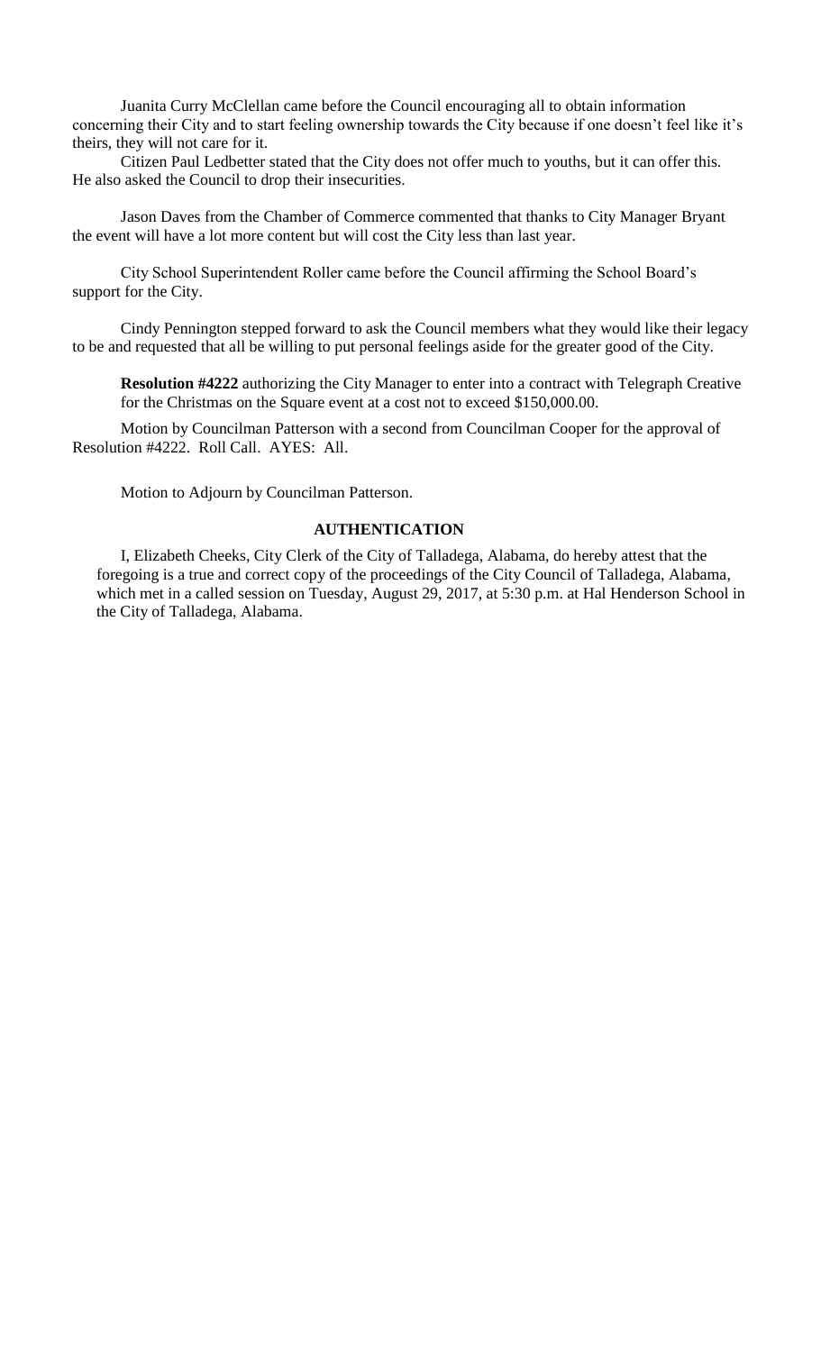Juanita Curry McClellan came before the Council encouraging all to obtain information concerning their City and to start feeling ownership towards the City because if one doesn't feel like it's theirs, they will not care for it.

Citizen Paul Ledbetter stated that the City does not offer much to youths, but it can offer this. He also asked the Council to drop their insecurities.

Jason Daves from the Chamber of Commerce commented that thanks to City Manager Bryant the event will have a lot more content but will cost the City less than last year.

City School Superintendent Roller came before the Council affirming the School Board's support for the City.

Cindy Pennington stepped forward to ask the Council members what they would like their legacy to be and requested that all be willing to put personal feelings aside for the greater good of the City.

**Resolution #4222** authorizing the City Manager to enter into a contract with Telegraph Creative for the Christmas on the Square event at a cost not to exceed $150,000.00.

Motion by Councilman Patterson with a second from Councilman Cooper for the approval of Resolution #4222. Roll Call. AYES: All.

Motion to Adjourn by Councilman Patterson.

**AUTHENTICATION**

I, Elizabeth Cheeks, City Clerk of the City of Talladega, Alabama, do hereby attest that the foregoing is a true and correct copy of the proceedings of the City Council of Talladega, Alabama, which met in a called session on Tuesday, August 29, 2017, at 5:30 p.m. at Hal Henderson School in the City of Talladega, Alabama.